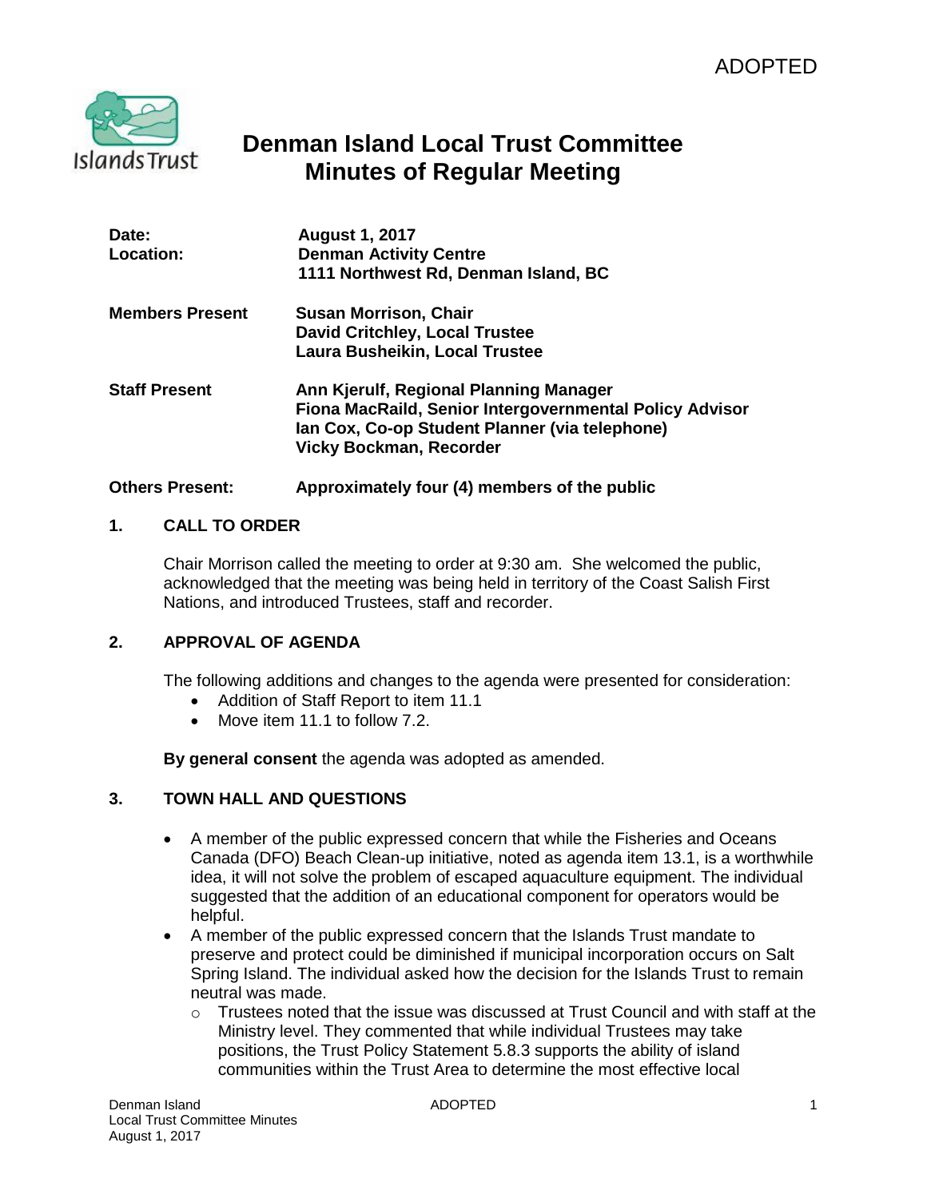ADOPTED

# Denman Island Local Trust Committee
# Minutes of Regular Meeting

**Date:** **August 1, 2017**
**Location:** **Denman Activity Centre**
**1111 Northwest Rd, Denman Island, BC**

**Members Present** **Susan Morrison, Chair**
**David Critchley, Local Trustee**
**Laura Busheikin, Local Trustee**

**Staff Present** **Ann Kjerulf, Regional Planning Manager**
**Fiona MacRaild, Senior Intergovernmental Policy Advisor**
**Ian Cox, Co-op Student Planner (via telephone)**
**Vicky Bockman, Recorder**

**Others Present:** **Approximately four (4) members of the public**

## 1. CALL TO ORDER

Chair Morrison called the meeting to order at 9:30 am. She welcomed the public, acknowledged that the meeting was being held in territory of the Coast Salish First Nations, and introduced Trustees, staff and recorder.

## 2. APPROVAL OF AGENDA

The following additions and changes to the agenda were presented for consideration:

- Addition of Staff Report to item 11.1
- Move item 11.1 to follow 7.2.

**By general consent** the agenda was adopted as amended.

## 3. TOWN HALL AND QUESTIONS

- A member of the public expressed concern that while the Fisheries and Oceans Canada (DFO) Beach Clean-up initiative, noted as agenda item 13.1, is a worthwhile idea, it will not solve the problem of escaped aquaculture equipment. The individual suggested that the addition of an educational component for operators would be helpful.
- A member of the public expressed concern that the Islands Trust mandate to preserve and protect could be diminished if municipal incorporation occurs on Salt Spring Island. The individual asked how the decision for the Islands Trust to remain neutral was made.
  - Trustees noted that the issue was discussed at Trust Council and with staff at the Ministry level. They commented that while individual Trustees may take positions, the Trust Policy Statement 5.8.3 supports the ability of island communities within the Trust Area to determine the most effective local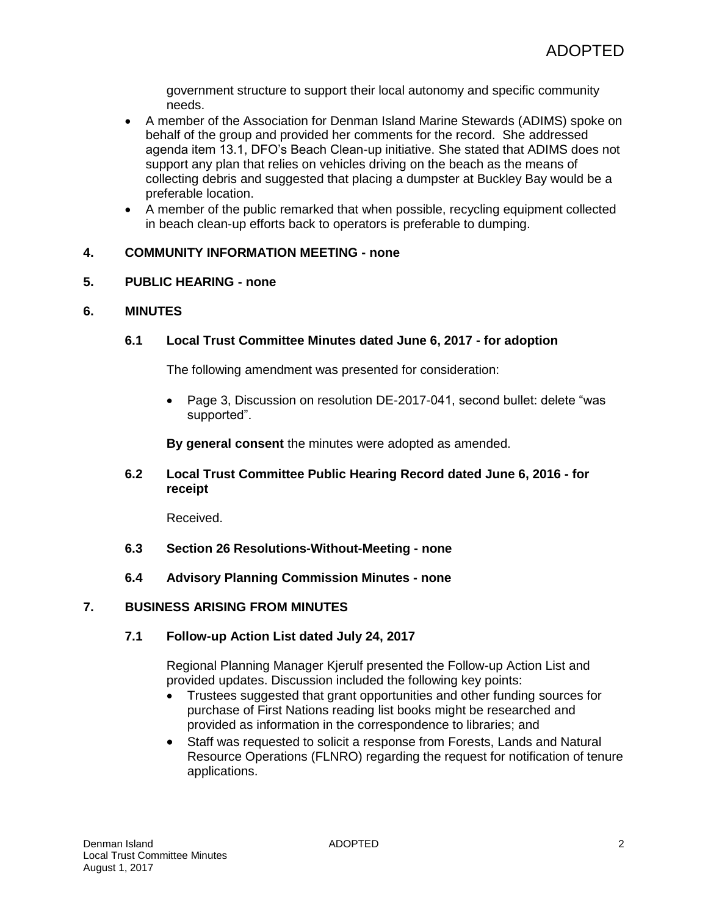government structure to support their local autonomy and specific community needs.

- A member of the Association for Denman Island Marine Stewards (ADIMS) spoke on behalf of the group and provided her comments for the record. She addressed agenda item 13.1, DFO's Beach Clean-up initiative. She stated that ADIMS does not support any plan that relies on vehicles driving on the beach as the means of collecting debris and suggested that placing a dumpster at Buckley Bay would be a preferable location.
- A member of the public remarked that when possible, recycling equipment collected in beach clean-up efforts back to operators is preferable to dumping.

## 4. COMMUNITY INFORMATION MEETING - none

## 5. PUBLIC HEARING - none

## 6. MINUTES

### 6.1 Local Trust Committee Minutes dated June 6, 2017 - for adoption

The following amendment was presented for consideration:

- Page 3, Discussion on resolution DE-2017-041, second bullet: delete "was supported".

**By general consent** the minutes were adopted as amended.

### 6.2 Local Trust Committee Public Hearing Record dated June 6, 2016 - for receipt

Received.

### 6.3 Section 26 Resolutions-Without-Meeting - none

### 6.4 Advisory Planning Commission Minutes - none

## 7. BUSINESS ARISING FROM MINUTES

### 7.1 Follow-up Action List dated July 24, 2017

Regional Planning Manager Kjerulf presented the Follow-up Action List and provided updates. Discussion included the following key points:

- Trustees suggested that grant opportunities and other funding sources for purchase of First Nations reading list books might be researched and provided as information in the correspondence to libraries; and
- Staff was requested to solicit a response from Forests, Lands and Natural Resource Operations (FLNRO) regarding the request for notification of tenure applications.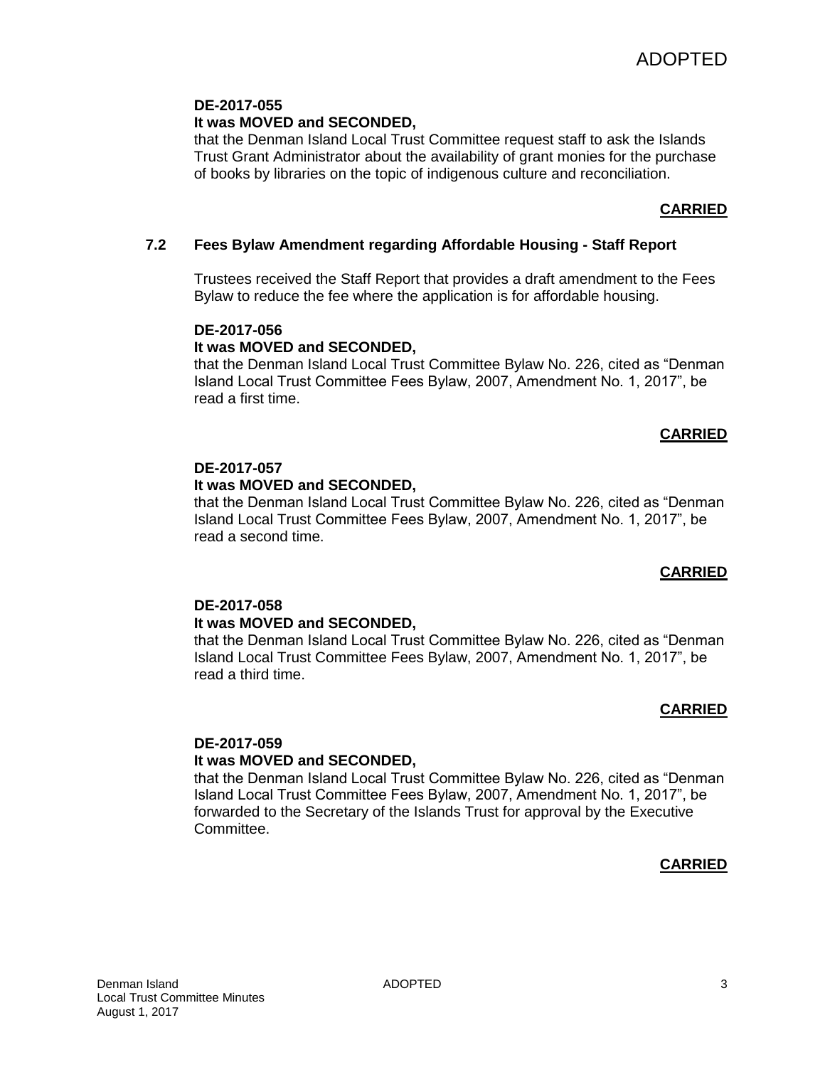**DE-2017-055**

**It was MOVED and SECONDED,**

that the Denman Island Local Trust Committee request staff to ask the Islands Trust Grant Administrator about the availability of grant monies for the purchase of books by libraries on the topic of indigenous culture and reconciliation.

**CARRIED**

### 7.2 Fees Bylaw Amendment regarding Affordable Housing - Staff Report

Trustees received the Staff Report that provides a draft amendment to the Fees Bylaw to reduce the fee where the application is for affordable housing.

**DE-2017-056**

**It was MOVED and SECONDED,**

that the Denman Island Local Trust Committee Bylaw No. 226, cited as "Denman Island Local Trust Committee Fees Bylaw, 2007, Amendment No. 1, 2017", be read a first time.

**CARRIED**

**DE-2017-057**

**It was MOVED and SECONDED,**

that the Denman Island Local Trust Committee Bylaw No. 226, cited as "Denman Island Local Trust Committee Fees Bylaw, 2007, Amendment No. 1, 2017", be read a second time.

**CARRIED**

**DE-2017-058**

**It was MOVED and SECONDED,**

that the Denman Island Local Trust Committee Bylaw No. 226, cited as "Denman Island Local Trust Committee Fees Bylaw, 2007, Amendment No. 1, 2017", be read a third time.

**CARRIED**

**DE-2017-059**

**It was MOVED and SECONDED,**

that the Denman Island Local Trust Committee Bylaw No. 226, cited as "Denman Island Local Trust Committee Fees Bylaw, 2007, Amendment No. 1, 2017", be forwarded to the Secretary of the Islands Trust for approval by the Executive Committee.

**CARRIED**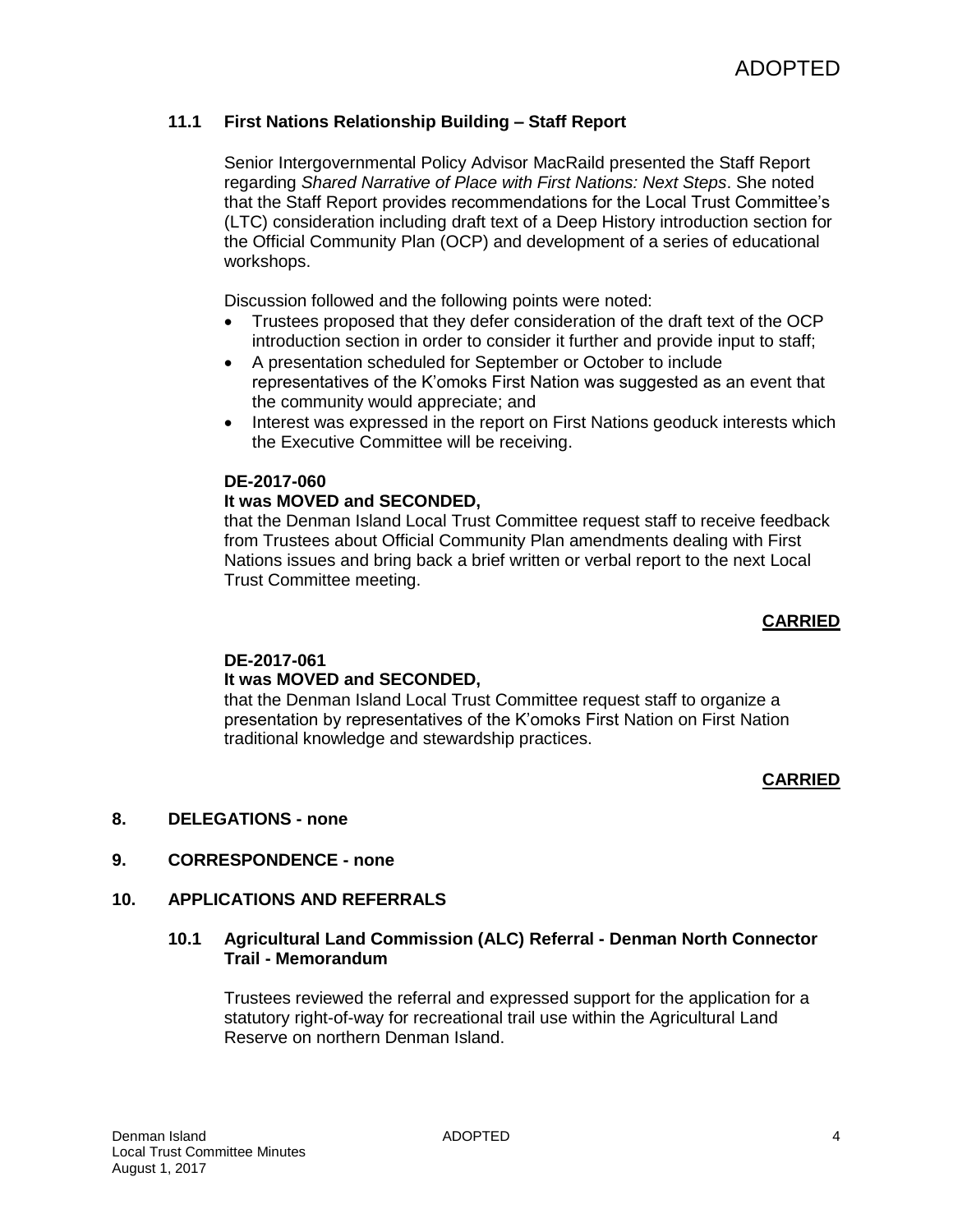ADOPTED

### 11.1 First Nations Relationship Building – Staff Report

Senior Intergovernmental Policy Advisor MacRaild presented the Staff Report regarding *Shared Narrative of Place with First Nations: Next Steps*. She noted that the Staff Report provides recommendations for the Local Trust Committee's (LTC) consideration including draft text of a Deep History introduction section for the Official Community Plan (OCP) and development of a series of educational workshops.

Discussion followed and the following points were noted:

- Trustees proposed that they defer consideration of the draft text of the OCP introduction section in order to consider it further and provide input to staff;
- A presentation scheduled for September or October to include representatives of the K'omoks First Nation was suggested as an event that the community would appreciate; and
- Interest was expressed in the report on First Nations geoduck interests which the Executive Committee will be receiving.

**DE-2017-060**
**It was MOVED and SECONDED,**
that the Denman Island Local Trust Committee request staff to receive feedback from Trustees about Official Community Plan amendments dealing with First Nations issues and bring back a brief written or verbal report to the next Local Trust Committee meeting.

**CARRIED**

**DE-2017-061**
**It was MOVED and SECONDED,**
that the Denman Island Local Trust Committee request staff to organize a presentation by representatives of the K'omoks First Nation on First Nation traditional knowledge and stewardship practices.

**CARRIED**

## 8. DELEGATIONS - none

## 9. CORRESPONDENCE - none

## 10. APPLICATIONS AND REFERRALS

### 10.1 Agricultural Land Commission (ALC) Referral - Denman North Connector Trail - Memorandum

Trustees reviewed the referral and expressed support for the application for a statutory right-of-way for recreational trail use within the Agricultural Land Reserve on northern Denman Island.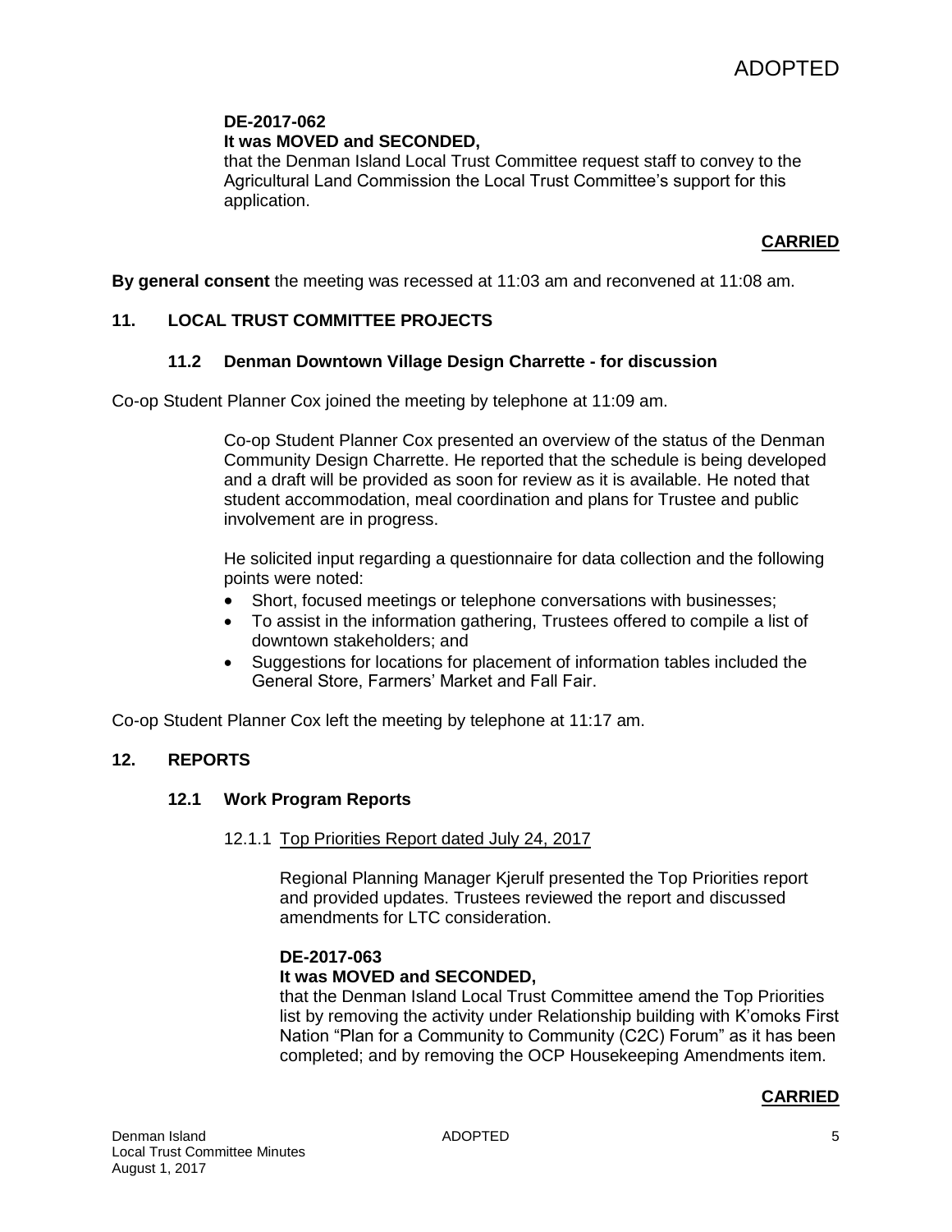**DE-2017-062**
**It was MOVED and SECONDED,**
that the Denman Island Local Trust Committee request staff to convey to the Agricultural Land Commission the Local Trust Committee's support for this application.

**CARRIED**

**By general consent** the meeting was recessed at 11:03 am and reconvened at 11:08 am.

## 11. LOCAL TRUST COMMITTEE PROJECTS

### 11.2 Denman Downtown Village Design Charrette - for discussion

Co-op Student Planner Cox joined the meeting by telephone at 11:09 am.

Co-op Student Planner Cox presented an overview of the status of the Denman Community Design Charrette. He reported that the schedule is being developed and a draft will be provided as soon for review as it is available. He noted that student accommodation, meal coordination and plans for Trustee and public involvement are in progress.

He solicited input regarding a questionnaire for data collection and the following points were noted:

- Short, focused meetings or telephone conversations with businesses;
- To assist in the information gathering, Trustees offered to compile a list of downtown stakeholders; and
- Suggestions for locations for placement of information tables included the General Store, Farmers' Market and Fall Fair.

Co-op Student Planner Cox left the meeting by telephone at 11:17 am.

## 12. REPORTS

### 12.1 Work Program Reports

#### 12.1.1 Top Priorities Report dated July 24, 2017

Regional Planning Manager Kjerulf presented the Top Priorities report and provided updates. Trustees reviewed the report and discussed amendments for LTC consideration.

**DE-2017-063**
**It was MOVED and SECONDED,**
that the Denman Island Local Trust Committee amend the Top Priorities list by removing the activity under Relationship building with K'omoks First Nation "Plan for a Community to Community (C2C) Forum" as it has been completed; and by removing the OCP Housekeeping Amendments item.

**CARRIED**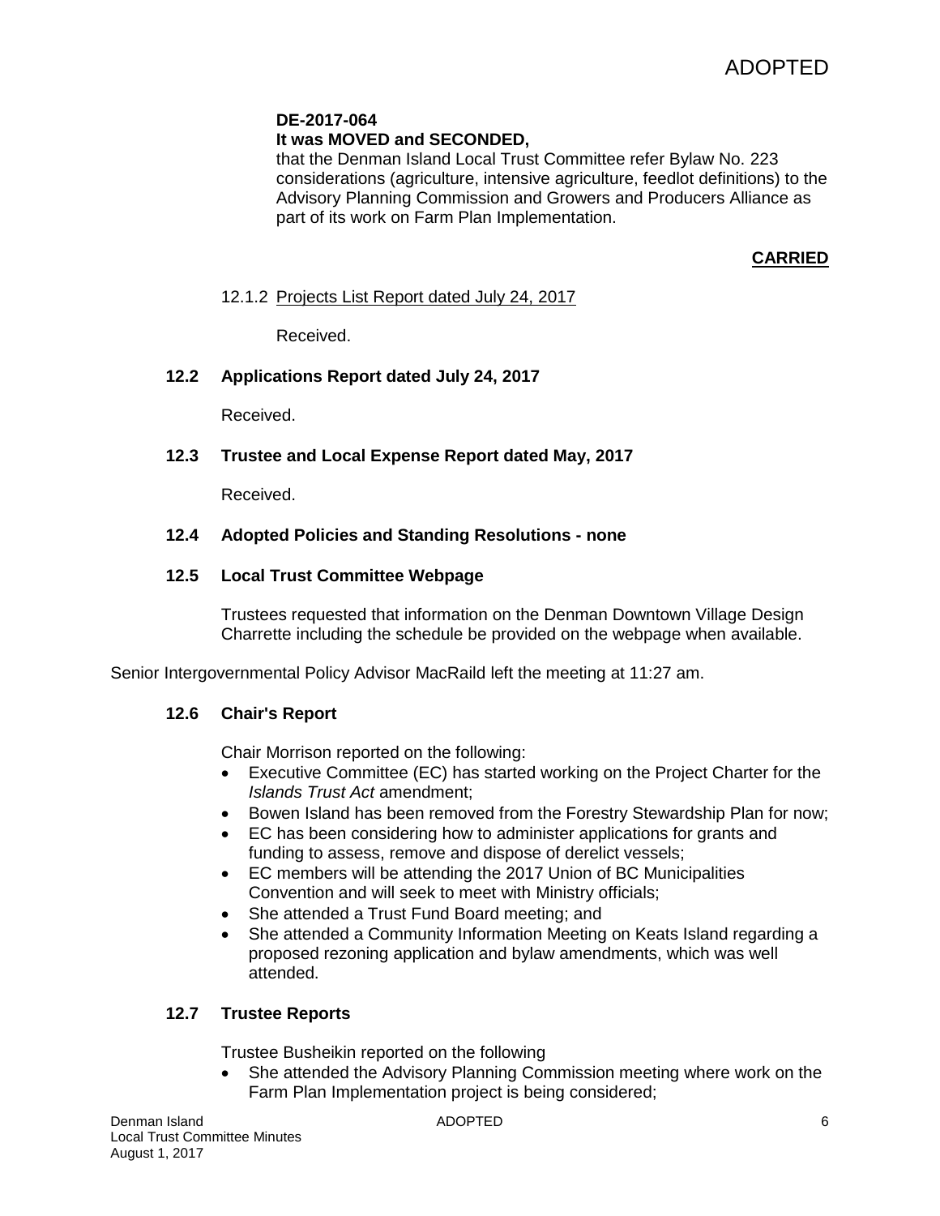**DE-2017-064**
**It was MOVED and SECONDED,**
that the Denman Island Local Trust Committee refer Bylaw No. 223 considerations (agriculture, intensive agriculture, feedlot definitions) to the Advisory Planning Commission and Growers and Producers Alliance as part of its work on Farm Plan Implementation.

**CARRIED**

12.1.2 Projects List Report dated July 24, 2017

Received.

**12.2 Applications Report dated July 24, 2017**

Received.

**12.3 Trustee and Local Expense Report dated May, 2017**

Received.

**12.4 Adopted Policies and Standing Resolutions - none**

**12.5 Local Trust Committee Webpage**

Trustees requested that information on the Denman Downtown Village Design Charrette including the schedule be provided on the webpage when available.

Senior Intergovernmental Policy Advisor MacRaild left the meeting at 11:27 am.

**12.6 Chair's Report**

Chair Morrison reported on the following:

- Executive Committee (EC) has started working on the Project Charter for the *Islands Trust Act* amendment;
- Bowen Island has been removed from the Forestry Stewardship Plan for now;
- EC has been considering how to administer applications for grants and funding to assess, remove and dispose of derelict vessels;
- EC members will be attending the 2017 Union of BC Municipalities Convention and will seek to meet with Ministry officials;
- She attended a Trust Fund Board meeting; and
- She attended a Community Information Meeting on Keats Island regarding a proposed rezoning application and bylaw amendments, which was well attended.

**12.7 Trustee Reports**

Trustee Busheikin reported on the following

- She attended the Advisory Planning Commission meeting where work on the Farm Plan Implementation project is being considered;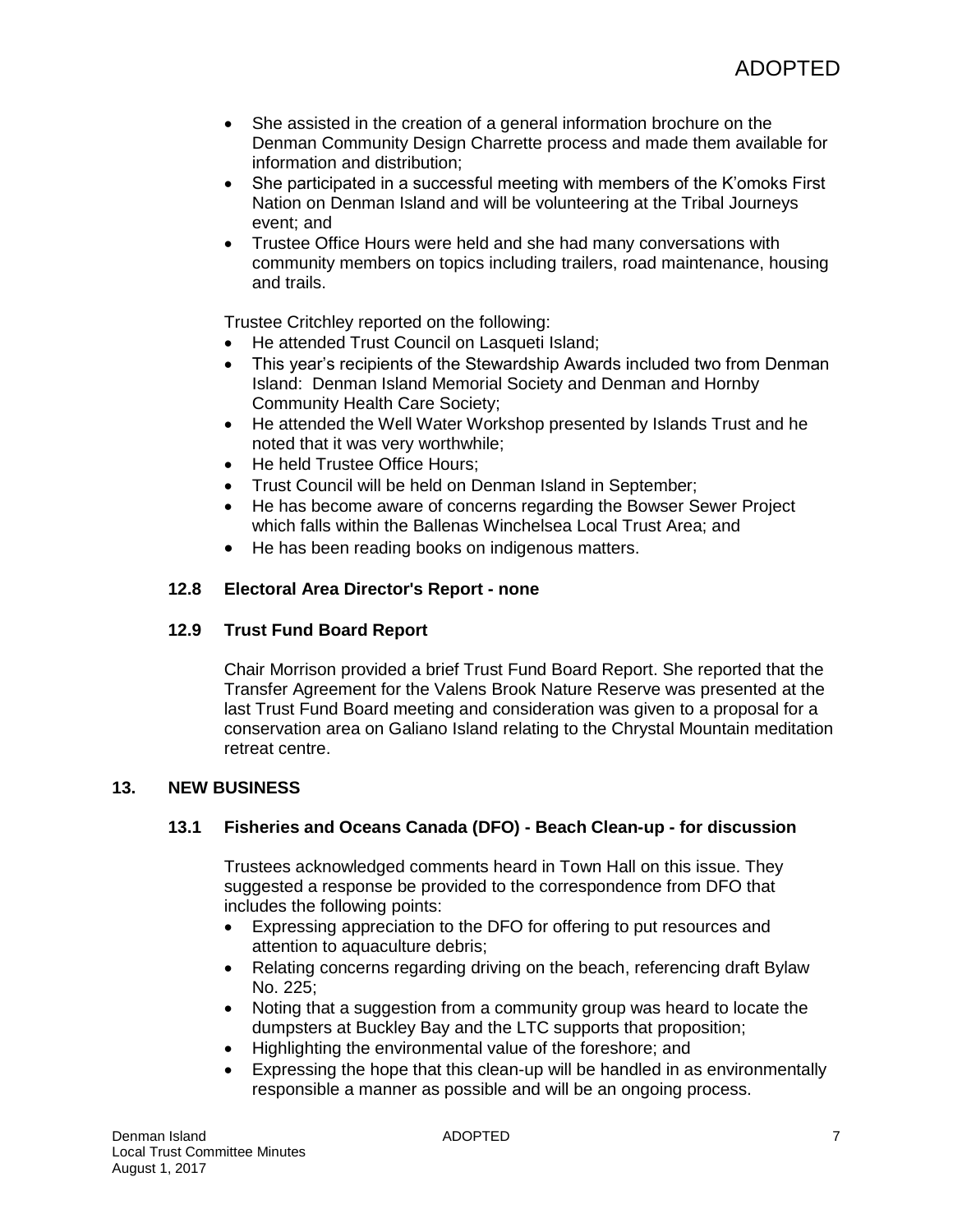- She assisted in the creation of a general information brochure on the Denman Community Design Charrette process and made them available for information and distribution;
- She participated in a successful meeting with members of the K'omoks First Nation on Denman Island and will be volunteering at the Tribal Journeys event; and
- Trustee Office Hours were held and she had many conversations with community members on topics including trailers, road maintenance, housing and trails.

Trustee Critchley reported on the following:

- He attended Trust Council on Lasqueti Island;
- This year's recipients of the Stewardship Awards included two from Denman Island: Denman Island Memorial Society and Denman and Hornby Community Health Care Society;
- He attended the Well Water Workshop presented by Islands Trust and he noted that it was very worthwhile;
- He held Trustee Office Hours;
- Trust Council will be held on Denman Island in September;
- He has become aware of concerns regarding the Bowser Sewer Project which falls within the Ballenas Winchelsea Local Trust Area; and
- He has been reading books on indigenous matters.

### 12.8 Electoral Area Director's Report - none

### 12.9 Trust Fund Board Report

Chair Morrison provided a brief Trust Fund Board Report. She reported that the Transfer Agreement for the Valens Brook Nature Reserve was presented at the last Trust Fund Board meeting and consideration was given to a proposal for a conservation area on Galiano Island relating to the Chrystal Mountain meditation retreat centre.

## 13. NEW BUSINESS

### 13.1 Fisheries and Oceans Canada (DFO) - Beach Clean-up - for discussion

Trustees acknowledged comments heard in Town Hall on this issue. They suggested a response be provided to the correspondence from DFO that includes the following points:

- Expressing appreciation to the DFO for offering to put resources and attention to aquaculture debris;
- Relating concerns regarding driving on the beach, referencing draft Bylaw No. 225;
- Noting that a suggestion from a community group was heard to locate the dumpsters at Buckley Bay and the LTC supports that proposition;
- Highlighting the environmental value of the foreshore; and
- Expressing the hope that this clean-up will be handled in as environmentally responsible a manner as possible and will be an ongoing process.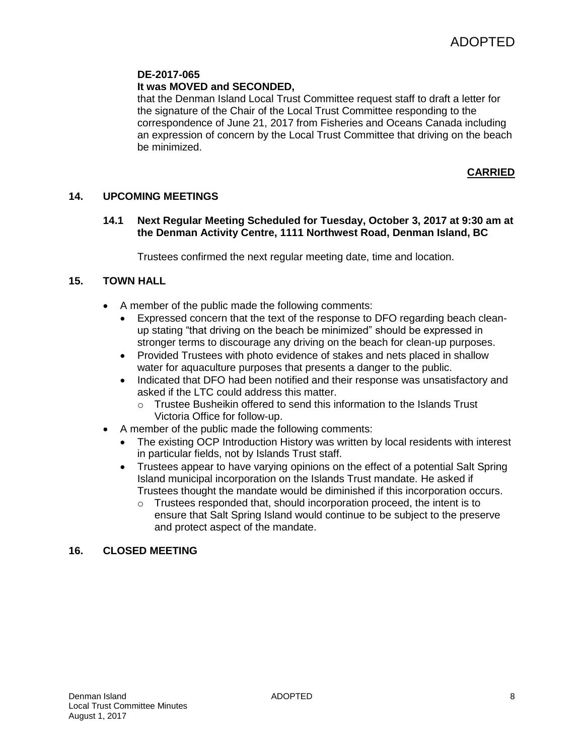**DE-2017-065**
**It was MOVED and SECONDED,**
that the Denman Island Local Trust Committee request staff to draft a letter for the signature of the Chair of the Local Trust Committee responding to the correspondence of June 21, 2017 from Fisheries and Oceans Canada including an expression of concern by the Local Trust Committee that driving on the beach be minimized.

**CARRIED**

## 14. UPCOMING MEETINGS

### 14.1 Next Regular Meeting Scheduled for Tuesday, October 3, 2017 at 9:30 am at the Denman Activity Centre, 1111 Northwest Road, Denman Island, BC

Trustees confirmed the next regular meeting date, time and location.

## 15. TOWN HALL

- A member of the public made the following comments:
  - Expressed concern that the text of the response to DFO regarding beach clean-up stating "that driving on the beach be minimized" should be expressed in stronger terms to discourage any driving on the beach for clean-up purposes.
  - Provided Trustees with photo evidence of stakes and nets placed in shallow water for aquaculture purposes that presents a danger to the public.
  - Indicated that DFO had been notified and their response was unsatisfactory and asked if the LTC could address this matter.
    - Trustee Busheikin offered to send this information to the Islands Trust Victoria Office for follow-up.
- A member of the public made the following comments:
  - The existing OCP Introduction History was written by local residents with interest in particular fields, not by Islands Trust staff.
  - Trustees appear to have varying opinions on the effect of a potential Salt Spring Island municipal incorporation on the Islands Trust mandate. He asked if Trustees thought the mandate would be diminished if this incorporation occurs.
    - Trustees responded that, should incorporation proceed, the intent is to ensure that Salt Spring Island would continue to be subject to the preserve and protect aspect of the mandate.

## 16. CLOSED MEETING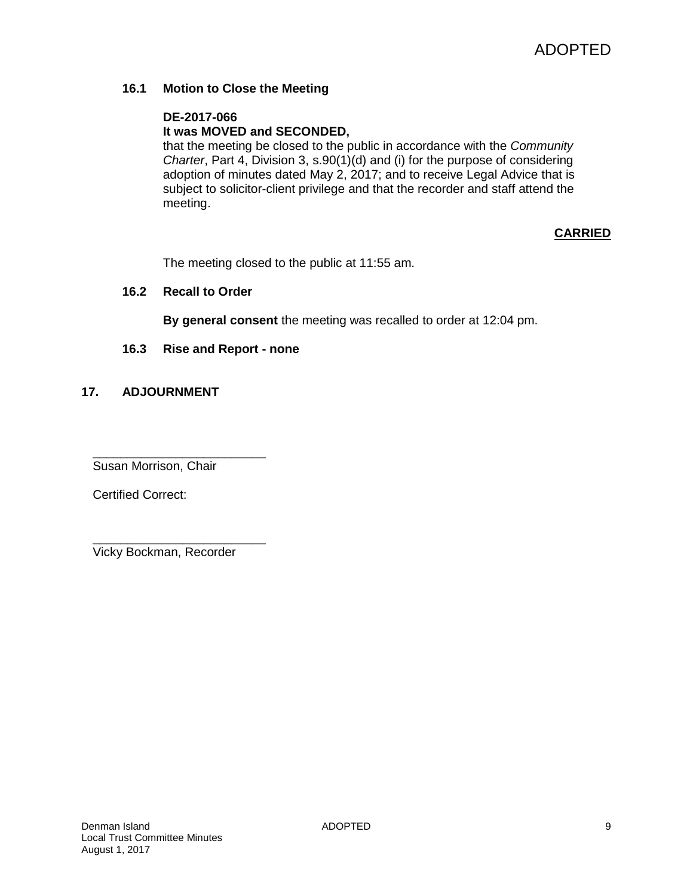**16.1 Motion to Close the Meeting**

**DE-2017-066**
**It was MOVED and SECONDED,**
that the meeting be closed to the public in accordance with the *Community Charter*, Part 4, Division 3, s.90(1)(d) and (i) for the purpose of considering adoption of minutes dated May 2, 2017; and to receive Legal Advice that is subject to solicitor-client privilege and that the recorder and staff attend the meeting.

**CARRIED**

The meeting closed to the public at 11:55 am.

**16.2 Recall to Order**

**By general consent** the meeting was recalled to order at 12:04 pm.

**16.3 Rise and Report - none**

## 17. ADJOURNMENT

_________________________
Susan Morrison, Chair

Certified Correct:

_________________________
Vicky Bockman, Recorder